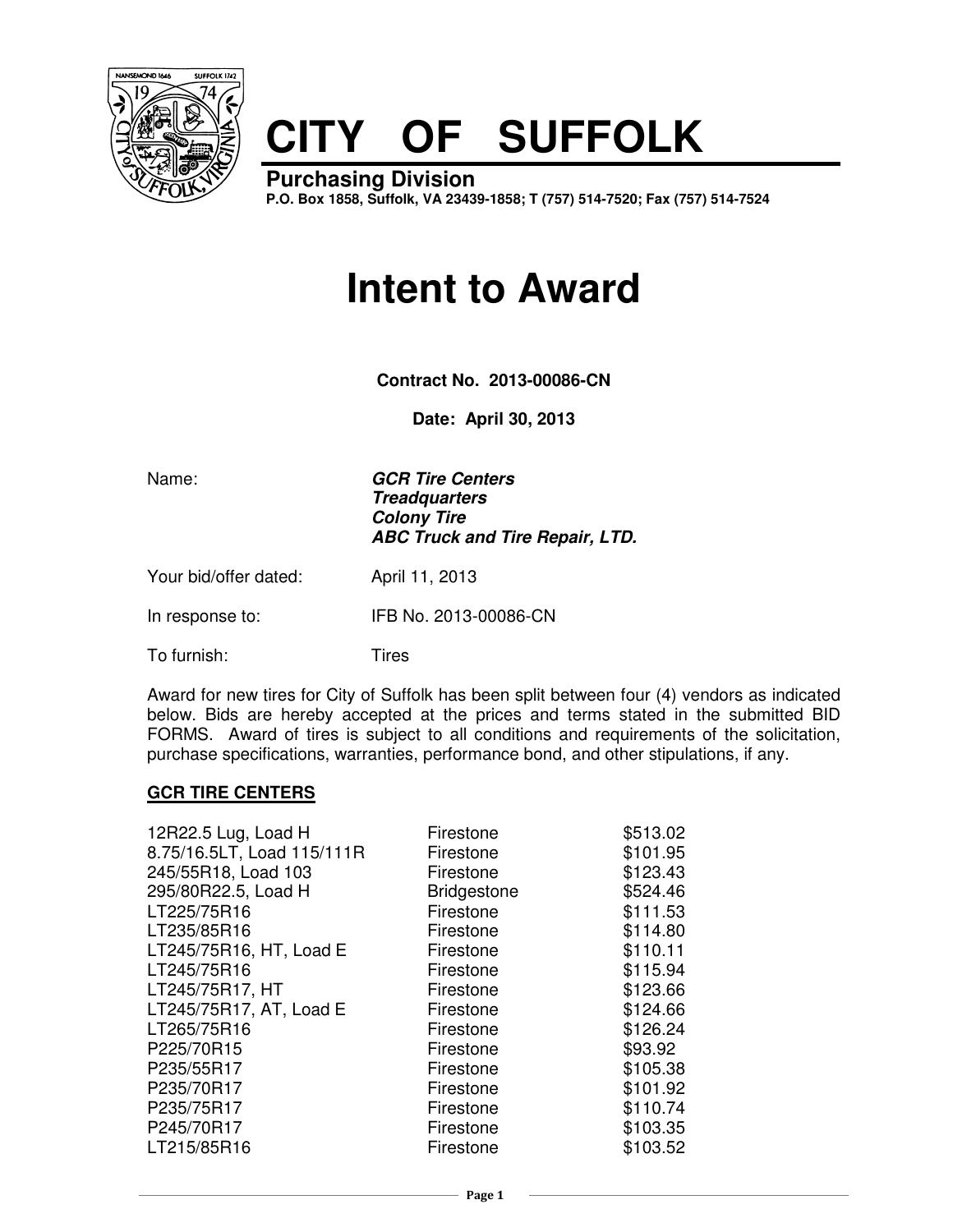# CITY OF SUFFOLK

**Purchasing Division**
**P.O. Box 1858, Suffolk, VA 23439-1858; T (757) 514-7520; Fax (757) 514-7524**

# Intent to Award

**Contract No. 2013-00086-CN**

**Date: April 30, 2013**

Name: ***GCR Tire Centers***
***Treadquarters***
***Colony Tire***
***ABC Truck and Tire Repair, LTD.***

Your bid/offer dated: April 11, 2013

In response to: IFB No. 2013-00086-CN

To furnish: Tires

Award for new tires for City of Suffolk has been split between four (4) vendors as indicated below. Bids are hereby accepted at the prices and terms stated in the submitted BID FORMS. Award of tires is subject to all conditions and requirements of the solicitation, purchase specifications, warranties, performance bond, and other stipulations, if any.

**GCR TIRE CENTERS**

| | | |
|---|---|---|
| 12R22.5 Lug, Load H | Firestone | $513.02 |
| 8.75/16.5LT, Load 115/111R | Firestone | $101.95 |
| 245/55R18, Load 103 | Firestone | $123.43 |
| 295/80R22.5, Load H | Bridgestone | $524.46 |
| LT225/75R16 | Firestone | $111.53 |
| LT235/85R16 | Firestone | $114.80 |
| LT245/75R16, HT, Load E | Firestone | $110.11 |
| LT245/75R16 | Firestone | $115.94 |
| LT245/75R17, HT | Firestone | $123.66 |
| LT245/75R17, AT, Load E | Firestone | $124.66 |
| LT265/75R16 | Firestone | $126.24 |
| P225/70R15 | Firestone | $93.92 |
| P235/55R17 | Firestone | $105.38 |
| P235/70R17 | Firestone | $101.92 |
| P235/75R17 | Firestone | $110.74 |
| P245/70R17 | Firestone | $103.35 |
| LT215/85R16 | Firestone | $103.52 |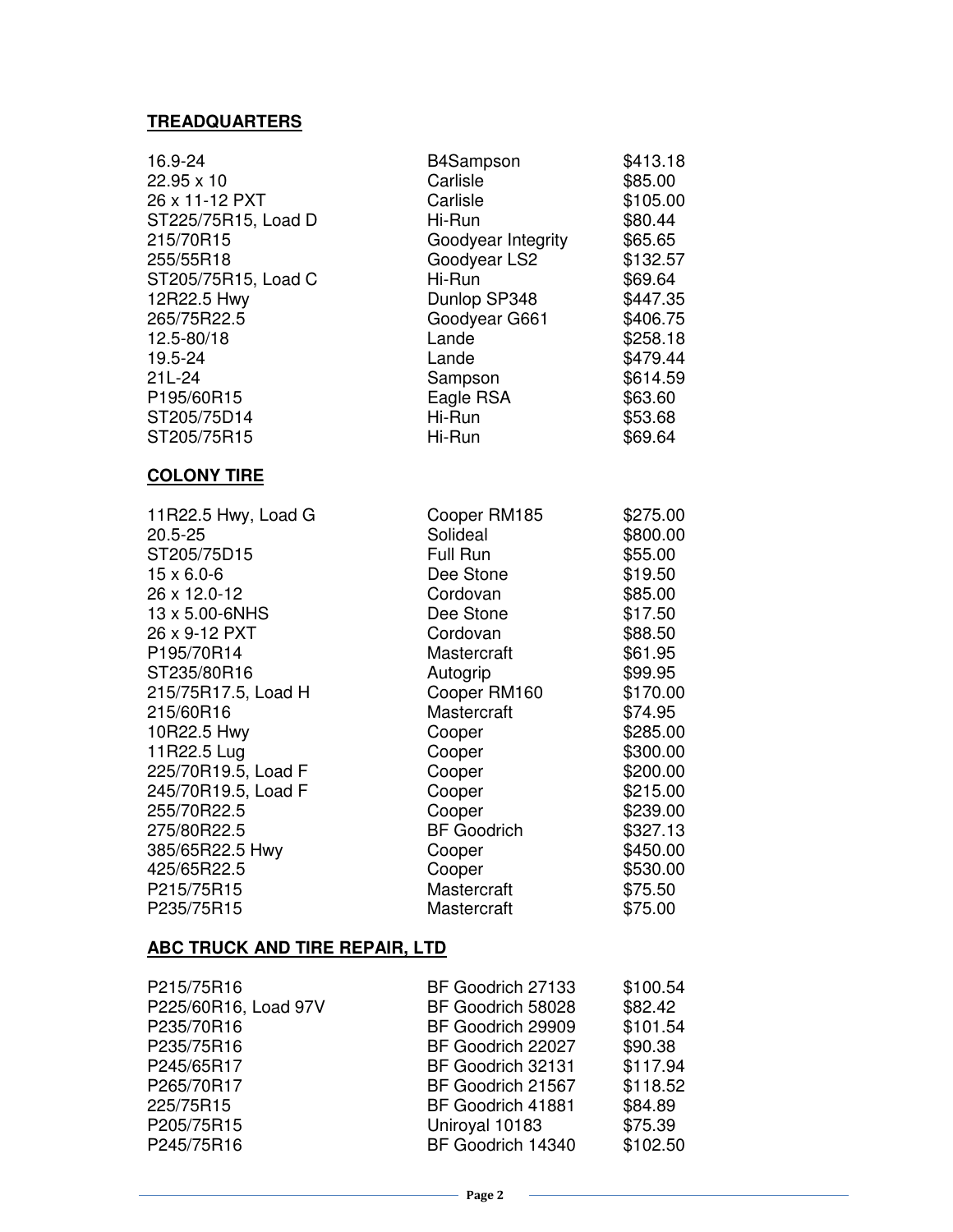**TREADQUARTERS**

| | | |
|---|---|---|
| 16.9-24 | B4Sampson | $413.18 |
| 22.95 x 10 | Carlisle | $85.00 |
| 26 x 11-12 PXT | Carlisle | $105.00 |
| ST225/75R15, Load D | Hi-Run | $80.44 |
| 215/70R15 | Goodyear Integrity | $65.65 |
| 255/55R18 | Goodyear LS2 | $132.57 |
| ST205/75R15, Load C | Hi-Run | $69.64 |
| 12R22.5 Hwy | Dunlop SP348 | $447.35 |
| 265/75R22.5 | Goodyear G661 | $406.75 |
| 12.5-80/18 | Lande | $258.18 |
| 19.5-24 | Lande | $479.44 |
| 21L-24 | Sampson | $614.59 |
| P195/60R15 | Eagle RSA | $63.60 |
| ST205/75D14 | Hi-Run | $53.68 |
| ST205/75R15 | Hi-Run | $69.64 |

**COLONY TIRE**

| | | |
|---|---|---|
| 11R22.5 Hwy, Load G | Cooper RM185 | $275.00 |
| 20.5-25 | Solideal | $800.00 |
| ST205/75D15 | Full Run | $55.00 |
| 15 x 6.0-6 | Dee Stone | $19.50 |
| 26 x 12.0-12 | Cordovan | $85.00 |
| 13 x 5.00-6NHS | Dee Stone | $17.50 |
| 26 x 9-12 PXT | Cordovan | $88.50 |
| P195/70R14 | Mastercraft | $61.95 |
| ST235/80R16 | Autogrip | $99.95 |
| 215/75R17.5, Load H | Cooper RM160 | $170.00 |
| 215/60R16 | Mastercraft | $74.95 |
| 10R22.5 Hwy | Cooper | $285.00 |
| 11R22.5 Lug | Cooper | $300.00 |
| 225/70R19.5, Load F | Cooper | $200.00 |
| 245/70R19.5, Load F | Cooper | $215.00 |
| 255/70R22.5 | Cooper | $239.00 |
| 275/80R22.5 | BF Goodrich | $327.13 |
| 385/65R22.5 Hwy | Cooper | $450.00 |
| 425/65R22.5 | Cooper | $530.00 |
| P215/75R15 | Mastercraft | $75.50 |
| P235/75R15 | Mastercraft | $75.00 |

**ABC TRUCK AND TIRE REPAIR, LTD**

| | | |
|---|---|---|
| P215/75R16 | BF Goodrich 27133 | $100.54 |
| P225/60R16, Load 97V | BF Goodrich 58028 | $82.42 |
| P235/70R16 | BF Goodrich 29909 | $101.54 |
| P235/75R16 | BF Goodrich 22027 | $90.38 |
| P245/65R17 | BF Goodrich 32131 | $117.94 |
| P265/70R17 | BF Goodrich 21567 | $118.52 |
| 225/75R15 | BF Goodrich 41881 | $84.89 |
| P205/75R15 | Uniroyal 10183 | $75.39 |
| P245/75R16 | BF Goodrich 14340 | $102.50 |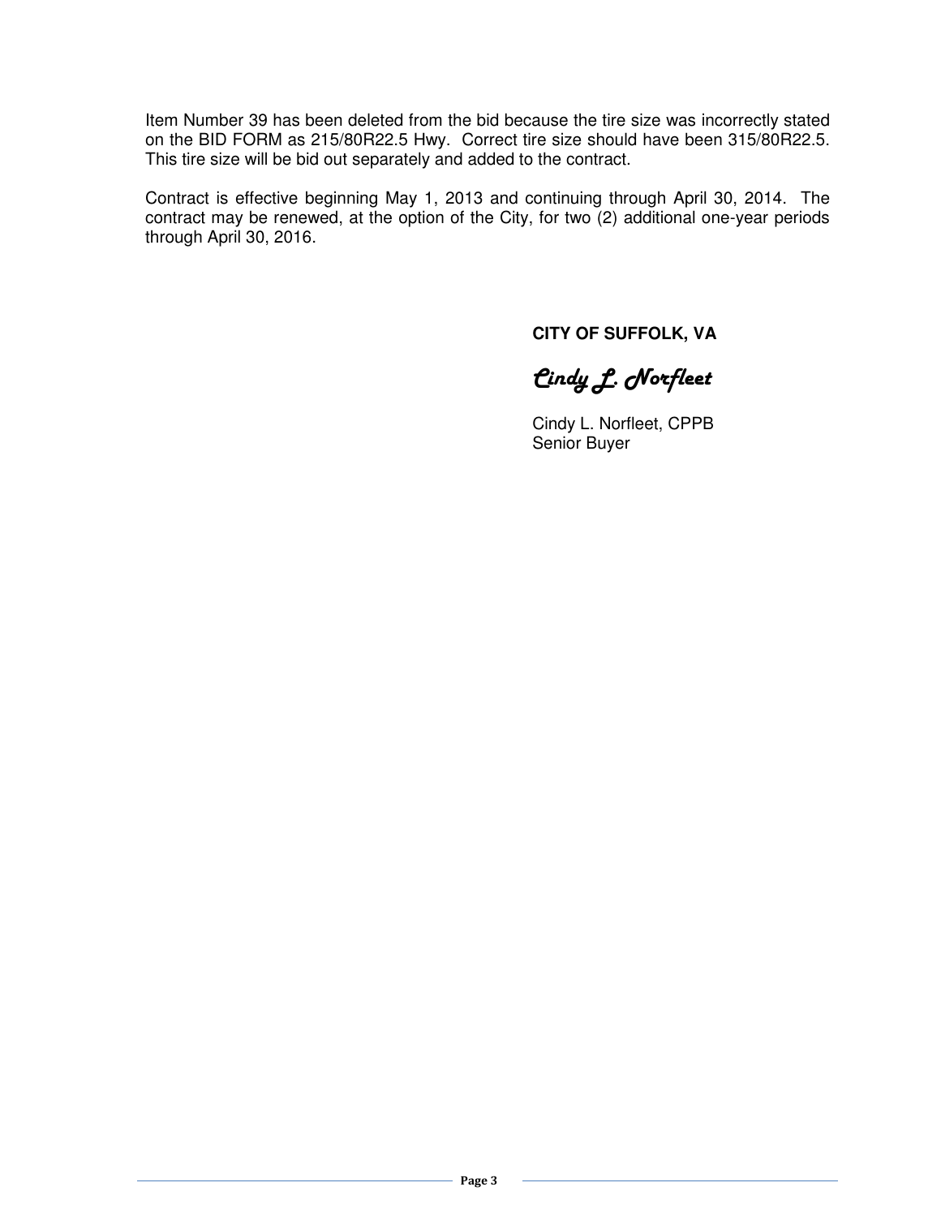Item Number 39 has been deleted from the bid because the tire size was incorrectly stated on the BID FORM as 215/80R22.5 Hwy. Correct tire size should have been 315/80R22.5. This tire size will be bid out separately and added to the contract.

Contract is effective beginning May 1, 2013 and continuing through April 30, 2014. The contract may be renewed, at the option of the City, for two (2) additional one-year periods through April 30, 2016.

**CITY OF SUFFOLK, VA**

*Cindy L. Norfleet*

Cindy L. Norfleet, CPPB
Senior Buyer